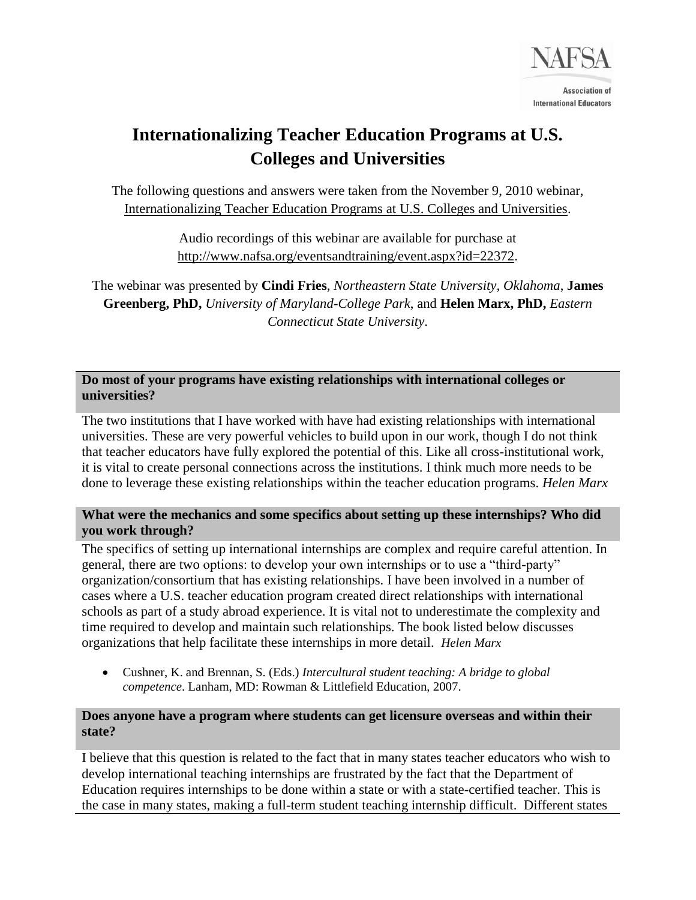NAFSA

Association of International Educators

# Internationalizing Teacher Education Programs at U.S. Colleges and Universities

The following questions and answers were taken from the November 9, 2010 webinar, Internationalizing Teacher Education Programs at U.S. Colleges and Universities.

Audio recordings of this webinar are available for purchase at http://www.nafsa.org/eventsandtraining/event.aspx?id=22372.

The webinar was presented by **Cindi Fries**, *Northeastern State University, Oklahoma*, **James Greenberg, PhD,** *University of Maryland-College Park,* and **Helen Marx, PhD,** *Eastern Connecticut State University*.

### Do most of your programs have existing relationships with international colleges or universities?

The two institutions that I have worked with have had existing relationships with international universities. These are very powerful vehicles to build upon in our work, though I do not think that teacher educators have fully explored the potential of this. Like all cross-institutional work, it is vital to create personal connections across the institutions. I think much more needs to be done to leverage these existing relationships within the teacher education programs. *Helen Marx*

### What were the mechanics and some specifics about setting up these internships? Who did you work through?

The specifics of setting up international internships are complex and require careful attention. In general, there are two options: to develop your own internships or to use a "third-party" organization/consortium that has existing relationships. I have been involved in a number of cases where a U.S. teacher education program created direct relationships with international schools as part of a study abroad experience. It is vital not to underestimate the complexity and time required to develop and maintain such relationships. The book listed below discusses organizations that help facilitate these internships in more detail. *Helen Marx*

- Cushner, K. and Brennan, S. (Eds.) *Intercultural student teaching: A bridge to global competence*. Lanham, MD: Rowman & Littlefield Education, 2007.

### Does anyone have a program where students can get licensure overseas and within their state?

I believe that this question is related to the fact that in many states teacher educators who wish to develop international teaching internships are frustrated by the fact that the Department of Education requires internships to be done within a state or with a state-certified teacher. This is the case in many states, making a full-term student teaching internship difficult. Different states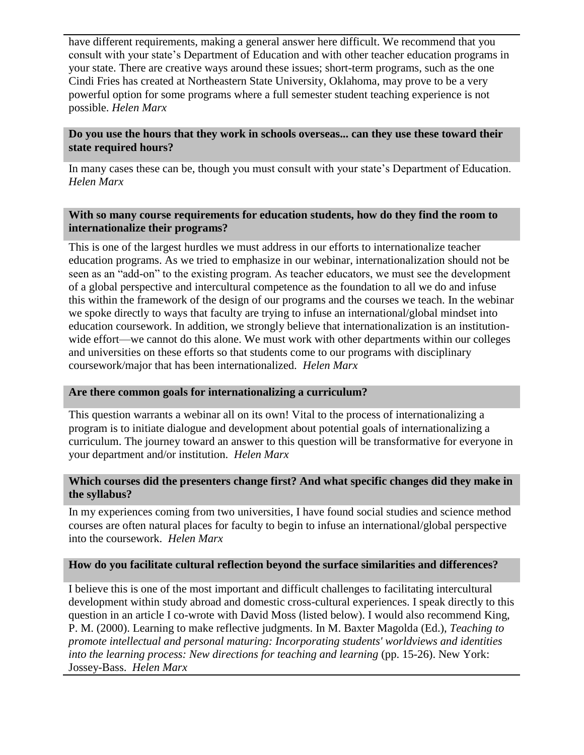have different requirements, making a general answer here difficult. We recommend that you consult with your state's Department of Education and with other teacher education programs in your state. There are creative ways around these issues; short-term programs, such as the one Cindi Fries has created at Northeastern State University, Oklahoma, may prove to be a very powerful option for some programs where a full semester student teaching experience is not possible. *Helen Marx*

**Do you use the hours that they work in schools overseas... can they use these toward their state required hours?**

In many cases these can be, though you must consult with your state's Department of Education. *Helen Marx*

**With so many course requirements for education students, how do they find the room to internationalize their programs?**

This is one of the largest hurdles we must address in our efforts to internationalize teacher education programs. As we tried to emphasize in our webinar, internationalization should not be seen as an "add-on" to the existing program. As teacher educators, we must see the development of a global perspective and intercultural competence as the foundation to all we do and infuse this within the framework of the design of our programs and the courses we teach. In the webinar we spoke directly to ways that faculty are trying to infuse an international/global mindset into education coursework. In addition, we strongly believe that internationalization is an institution-wide effort—we cannot do this alone. We must work with other departments within our colleges and universities on these efforts so that students come to our programs with disciplinary coursework/major that has been internationalized. *Helen Marx*

**Are there common goals for internationalizing a curriculum?**

This question warrants a webinar all on its own! Vital to the process of internationalizing a program is to initiate dialogue and development about potential goals of internationalizing a curriculum. The journey toward an answer to this question will be transformative for everyone in your department and/or institution. *Helen Marx*

**Which courses did the presenters change first? And what specific changes did they make in the syllabus?**

In my experiences coming from two universities, I have found social studies and science method courses are often natural places for faculty to begin to infuse an international/global perspective into the coursework. *Helen Marx*

**How do you facilitate cultural reflection beyond the surface similarities and differences?**

I believe this is one of the most important and difficult challenges to facilitating intercultural development within study abroad and domestic cross-cultural experiences. I speak directly to this question in an article I co-wrote with David Moss (listed below). I would also recommend King, P. M. (2000). Learning to make reflective judgments. In M. Baxter Magolda (Ed.), *Teaching to promote intellectual and personal maturing: Incorporating students' worldviews and identities into the learning process: New directions for teaching and learning* (pp. 15-26). New York: Jossey-Bass. *Helen Marx*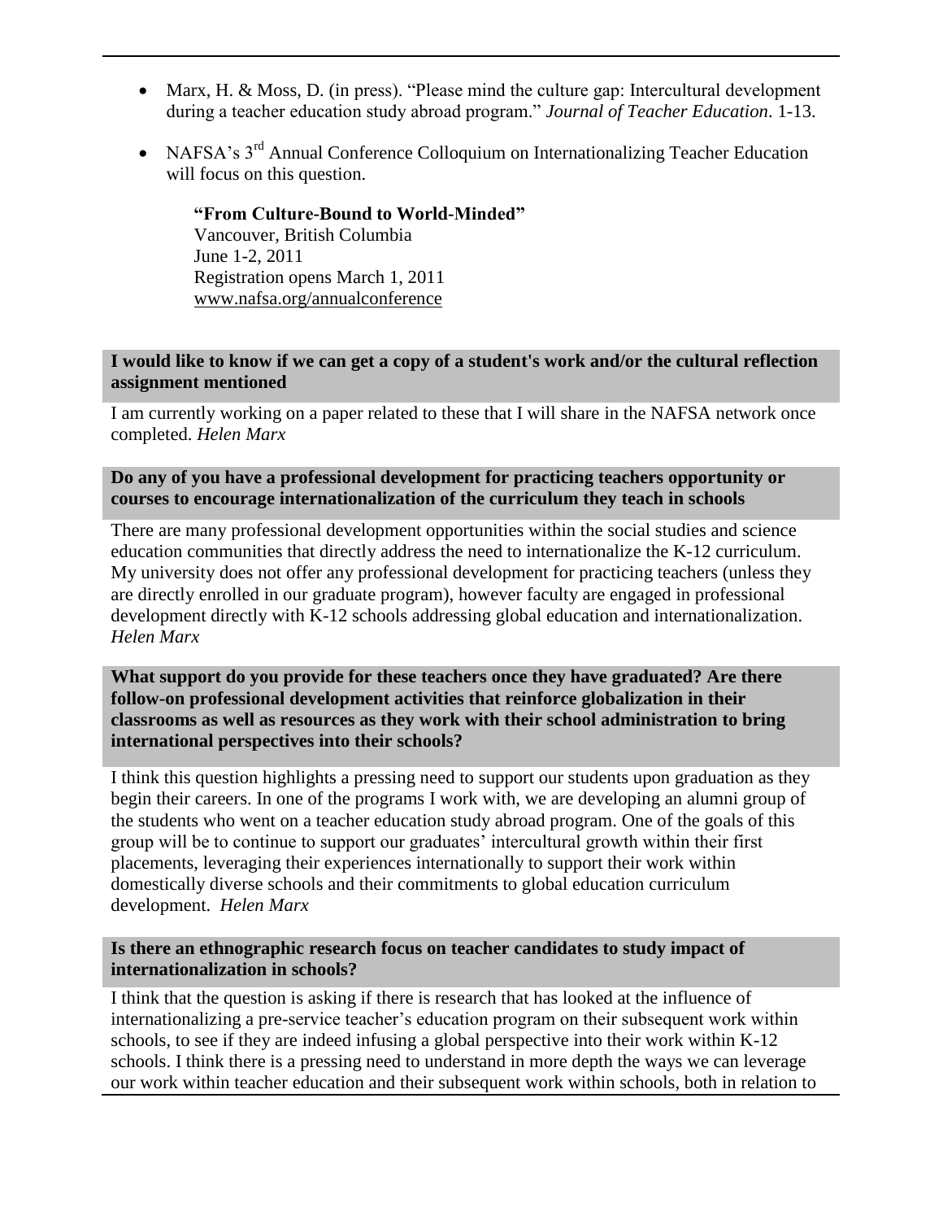- Marx, H. & Moss, D. (in press). "Please mind the culture gap: Intercultural development during a teacher education study abroad program." *Journal of Teacher Education*. 1-13.

- NAFSA's 3rd Annual Conference Colloquium on Internationalizing Teacher Education will focus on this question.

  **"From Culture-Bound to World-Minded"**
  Vancouver, British Columbia
  June 1-2, 2011
  Registration opens March 1, 2011
  www.nafsa.org/annualconference

**I would like to know if we can get a copy of a student's work and/or the cultural reflection assignment mentioned**

I am currently working on a paper related to these that I will share in the NAFSA network once completed. *Helen Marx*

**Do any of you have a professional development for practicing teachers opportunity or courses to encourage internationalization of the curriculum they teach in schools**

There are many professional development opportunities within the social studies and science education communities that directly address the need to internationalize the K-12 curriculum. My university does not offer any professional development for practicing teachers (unless they are directly enrolled in our graduate program), however faculty are engaged in professional development directly with K-12 schools addressing global education and internationalization. *Helen Marx*

**What support do you provide for these teachers once they have graduated? Are there follow-on professional development activities that reinforce globalization in their classrooms as well as resources as they work with their school administration to bring international perspectives into their schools?**

I think this question highlights a pressing need to support our students upon graduation as they begin their careers. In one of the programs I work with, we are developing an alumni group of the students who went on a teacher education study abroad program. One of the goals of this group will be to continue to support our graduates' intercultural growth within their first placements, leveraging their experiences internationally to support their work within domestically diverse schools and their commitments to global education curriculum development. *Helen Marx*

**Is there an ethnographic research focus on teacher candidates to study impact of internationalization in schools?**

I think that the question is asking if there is research that has looked at the influence of internationalizing a pre-service teacher's education program on their subsequent work within schools, to see if they are indeed infusing a global perspective into their work within K-12 schools. I think there is a pressing need to understand in more depth the ways we can leverage our work within teacher education and their subsequent work within schools, both in relation to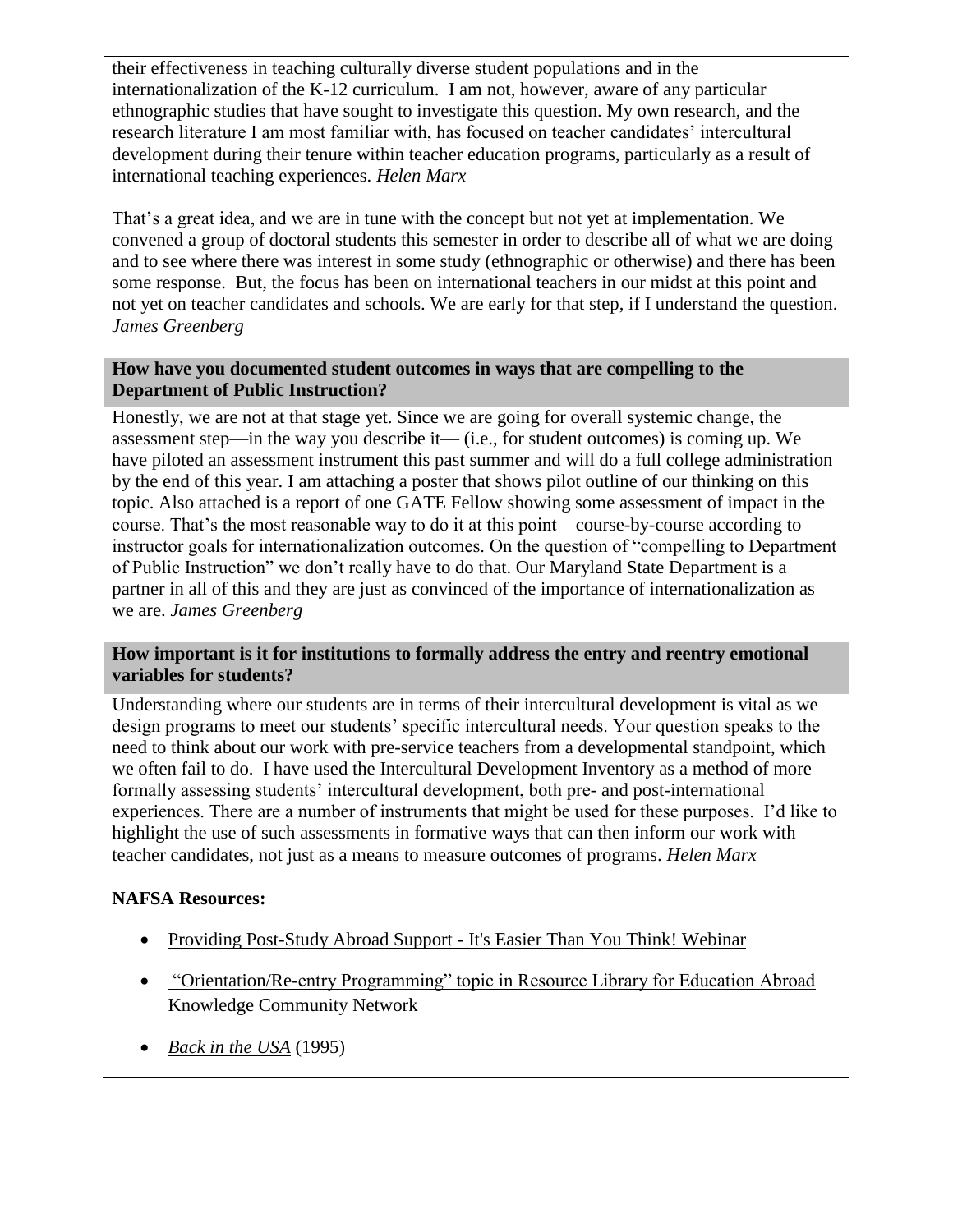their effectiveness in teaching culturally diverse student populations and in the internationalization of the K-12 curriculum. I am not, however, aware of any particular ethnographic studies that have sought to investigate this question. My own research, and the research literature I am most familiar with, has focused on teacher candidates' intercultural development during their tenure within teacher education programs, particularly as a result of international teaching experiences. *Helen Marx*

That's a great idea, and we are in tune with the concept but not yet at implementation. We convened a group of doctoral students this semester in order to describe all of what we are doing and to see where there was interest in some study (ethnographic or otherwise) and there has been some response. But, the focus has been on international teachers in our midst at this point and not yet on teacher candidates and schools. We are early for that step, if I understand the question. *James Greenberg*

**How have you documented student outcomes in ways that are compelling to the Department of Public Instruction?**

Honestly, we are not at that stage yet. Since we are going for overall systemic change, the assessment step—in the way you describe it— (i.e., for student outcomes) is coming up. We have piloted an assessment instrument this past summer and will do a full college administration by the end of this year. I am attaching a poster that shows pilot outline of our thinking on this topic. Also attached is a report of one GATE Fellow showing some assessment of impact in the course. That's the most reasonable way to do it at this point—course-by-course according to instructor goals for internationalization outcomes. On the question of "compelling to Department of Public Instruction" we don't really have to do that. Our Maryland State Department is a partner in all of this and they are just as convinced of the importance of internationalization as we are. *James Greenberg*

**How important is it for institutions to formally address the entry and reentry emotional variables for students?**

Understanding where our students are in terms of their intercultural development is vital as we design programs to meet our students' specific intercultural needs. Your question speaks to the need to think about our work with pre-service teachers from a developmental standpoint, which we often fail to do. I have used the Intercultural Development Inventory as a method of more formally assessing students' intercultural development, both pre- and post-international experiences. There are a number of instruments that might be used for these purposes. I'd like to highlight the use of such assessments in formative ways that can then inform our work with teacher candidates, not just as a means to measure outcomes of programs. *Helen Marx*

**NAFSA Resources:**

- Providing Post-Study Abroad Support - It's Easier Than You Think! Webinar
- "Orientation/Re-entry Programming" topic in Resource Library for Education Abroad Knowledge Community Network
- *Back in the USA* (1995)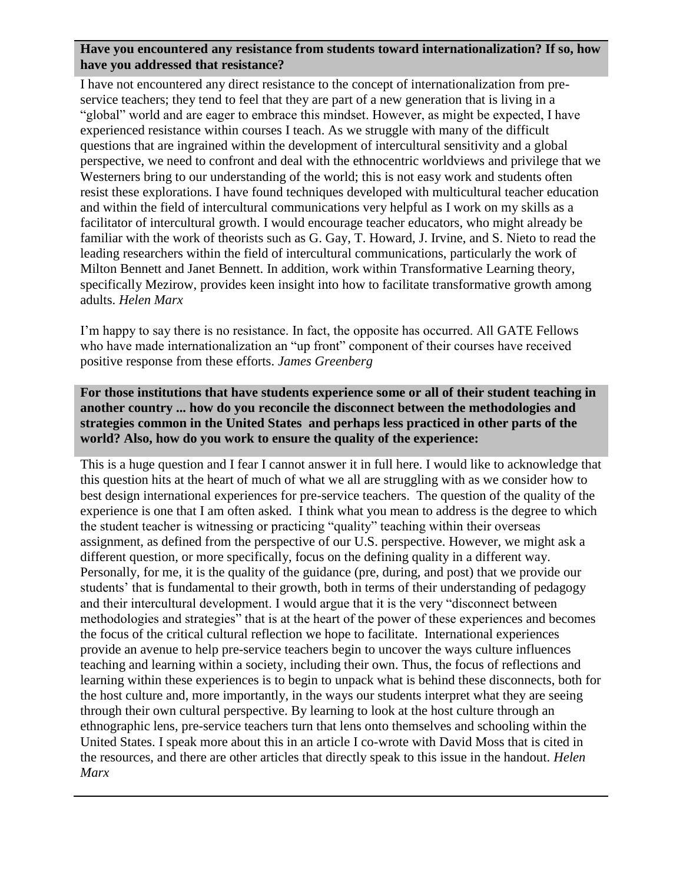**Have you encountered any resistance from students toward internationalization? If so, how have you addressed that resistance?**

I have not encountered any direct resistance to the concept of internationalization from pre-service teachers; they tend to feel that they are part of a new generation that is living in a "global" world and are eager to embrace this mindset. However, as might be expected, I have experienced resistance within courses I teach. As we struggle with many of the difficult questions that are ingrained within the development of intercultural sensitivity and a global perspective, we need to confront and deal with the ethnocentric worldviews and privilege that we Westerners bring to our understanding of the world; this is not easy work and students often resist these explorations. I have found techniques developed with multicultural teacher education and within the field of intercultural communications very helpful as I work on my skills as a facilitator of intercultural growth. I would encourage teacher educators, who might already be familiar with the work of theorists such as G. Gay, T. Howard, J. Irvine, and S. Nieto to read the leading researchers within the field of intercultural communications, particularly the work of Milton Bennett and Janet Bennett. In addition, work within Transformative Learning theory, specifically Mezirow, provides keen insight into how to facilitate transformative growth among adults. *Helen Marx*

I'm happy to say there is no resistance. In fact, the opposite has occurred. All GATE Fellows who have made internationalization an "up front" component of their courses have received positive response from these efforts. *James Greenberg*

**For those institutions that have students experience some or all of their student teaching in another country ... how do you reconcile the disconnect between the methodologies and strategies common in the United States and perhaps less practiced in other parts of the world? Also, how do you work to ensure the quality of the experience:**

This is a huge question and I fear I cannot answer it in full here. I would like to acknowledge that this question hits at the heart of much of what we all are struggling with as we consider how to best design international experiences for pre-service teachers. The question of the quality of the experience is one that I am often asked. I think what you mean to address is the degree to which the student teacher is witnessing or practicing "quality" teaching within their overseas assignment, as defined from the perspective of our U.S. perspective. However, we might ask a different question, or more specifically, focus on the defining quality in a different way. Personally, for me, it is the quality of the guidance (pre, during, and post) that we provide our students' that is fundamental to their growth, both in terms of their understanding of pedagogy and their intercultural development. I would argue that it is the very "disconnect between methodologies and strategies" that is at the heart of the power of these experiences and becomes the focus of the critical cultural reflection we hope to facilitate. International experiences provide an avenue to help pre-service teachers begin to uncover the ways culture influences teaching and learning within a society, including their own. Thus, the focus of reflections and learning within these experiences is to begin to unpack what is behind these disconnects, both for the host culture and, more importantly, in the ways our students interpret what they are seeing through their own cultural perspective. By learning to look at the host culture through an ethnographic lens, pre-service teachers turn that lens onto themselves and schooling within the United States. I speak more about this in an article I co-wrote with David Moss that is cited in the resources, and there are other articles that directly speak to this issue in the handout. *Helen Marx*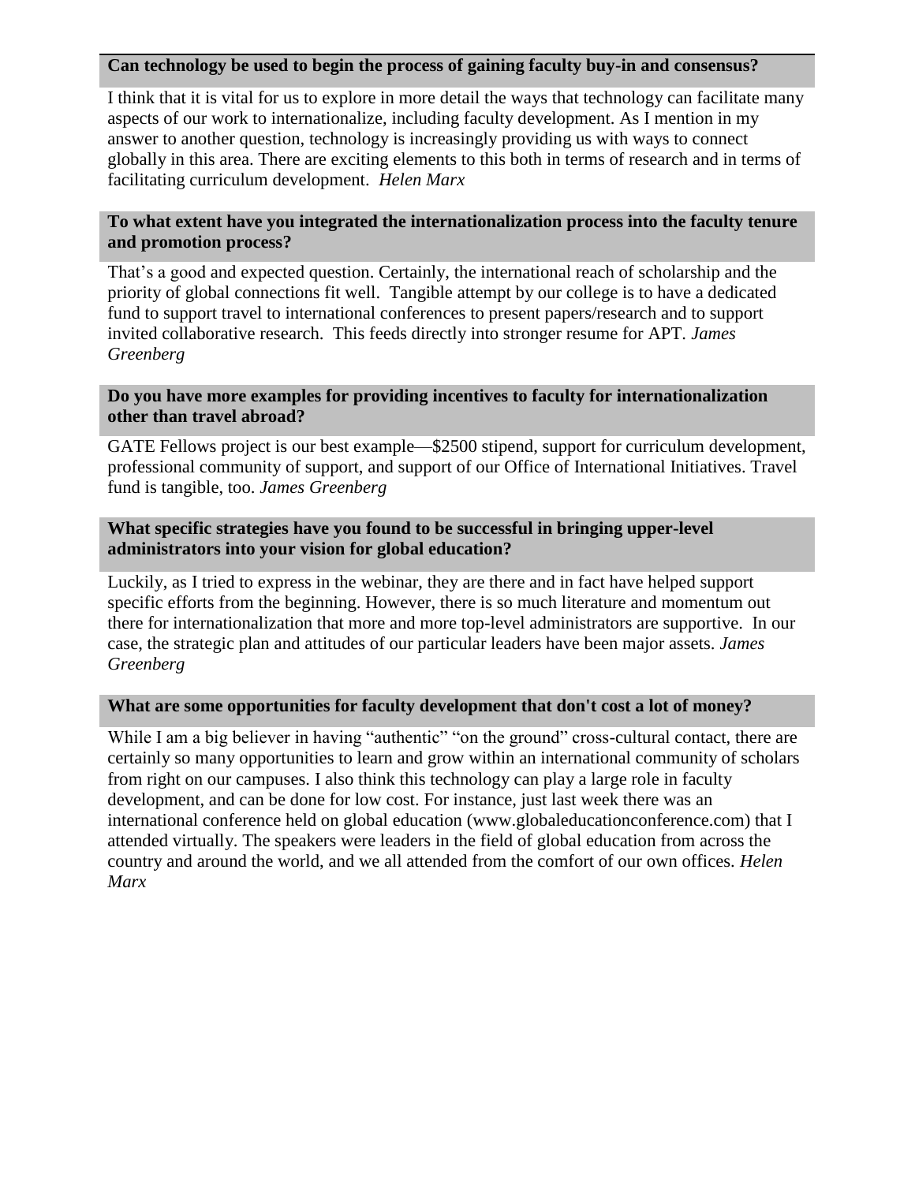**Can technology be used to begin the process of gaining faculty buy-in and consensus?**

I think that it is vital for us to explore in more detail the ways that technology can facilitate many aspects of our work to internationalize, including faculty development. As I mention in my answer to another question, technology is increasingly providing us with ways to connect globally in this area. There are exciting elements to this both in terms of research and in terms of facilitating curriculum development. *Helen Marx*

**To what extent have you integrated the internationalization process into the faculty tenure and promotion process?**

That's a good and expected question. Certainly, the international reach of scholarship and the priority of global connections fit well. Tangible attempt by our college is to have a dedicated fund to support travel to international conferences to present papers/research and to support invited collaborative research. This feeds directly into stronger resume for APT. *James Greenberg*

**Do you have more examples for providing incentives to faculty for internationalization other than travel abroad?**

GATE Fellows project is our best example—$2500 stipend, support for curriculum development, professional community of support, and support of our Office of International Initiatives. Travel fund is tangible, too. *James Greenberg*

**What specific strategies have you found to be successful in bringing upper-level administrators into your vision for global education?**

Luckily, as I tried to express in the webinar, they are there and in fact have helped support specific efforts from the beginning. However, there is so much literature and momentum out there for internationalization that more and more top-level administrators are supportive. In our case, the strategic plan and attitudes of our particular leaders have been major assets. *James Greenberg*

**What are some opportunities for faculty development that don't cost a lot of money?**

While I am a big believer in having "authentic" "on the ground" cross-cultural contact, there are certainly so many opportunities to learn and grow within an international community of scholars from right on our campuses. I also think this technology can play a large role in faculty development, and can be done for low cost. For instance, just last week there was an international conference held on global education (www.globaleducationconference.com) that I attended virtually. The speakers were leaders in the field of global education from across the country and around the world, and we all attended from the comfort of our own offices. *Helen Marx*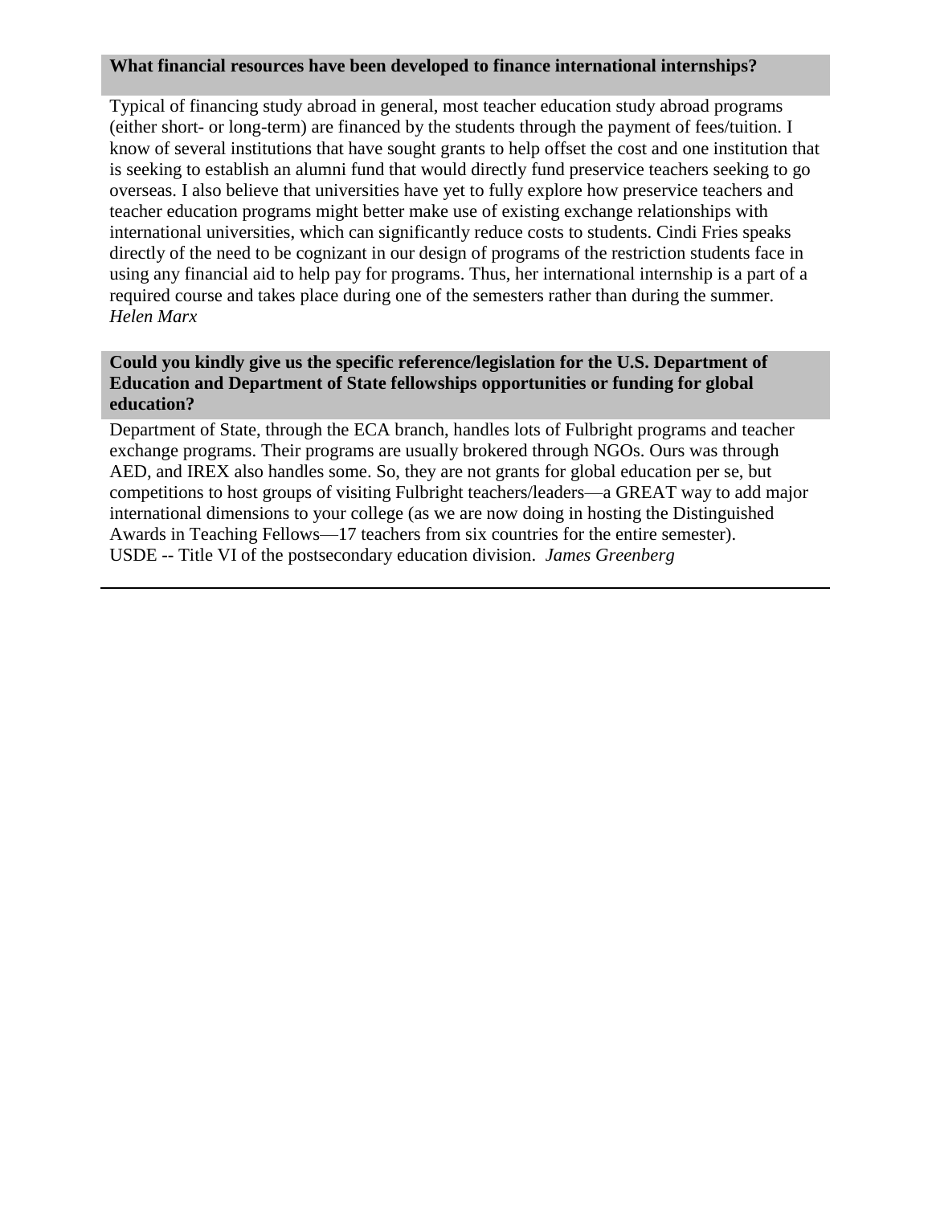**What financial resources have been developed to finance international internships?**

Typical of financing study abroad in general, most teacher education study abroad programs (either short- or long-term) are financed by the students through the payment of fees/tuition. I know of several institutions that have sought grants to help offset the cost and one institution that is seeking to establish an alumni fund that would directly fund preservice teachers seeking to go overseas. I also believe that universities have yet to fully explore how preservice teachers and teacher education programs might better make use of existing exchange relationships with international universities, which can significantly reduce costs to students. Cindi Fries speaks directly of the need to be cognizant in our design of programs of the restriction students face in using any financial aid to help pay for programs. Thus, her international internship is a part of a required course and takes place during one of the semesters rather than during the summer. *Helen Marx*

**Could you kindly give us the specific reference/legislation for the U.S. Department of Education and Department of State fellowships opportunities or funding for global education?**

Department of State, through the ECA branch, handles lots of Fulbright programs and teacher exchange programs. Their programs are usually brokered through NGOs. Ours was through AED, and IREX also handles some. So, they are not grants for global education per se, but competitions to host groups of visiting Fulbright teachers/leaders—a GREAT way to add major international dimensions to your college (as we are now doing in hosting the Distinguished Awards in Teaching Fellows—17 teachers from six countries for the entire semester). USDE -- Title VI of the postsecondary education division. *James Greenberg*